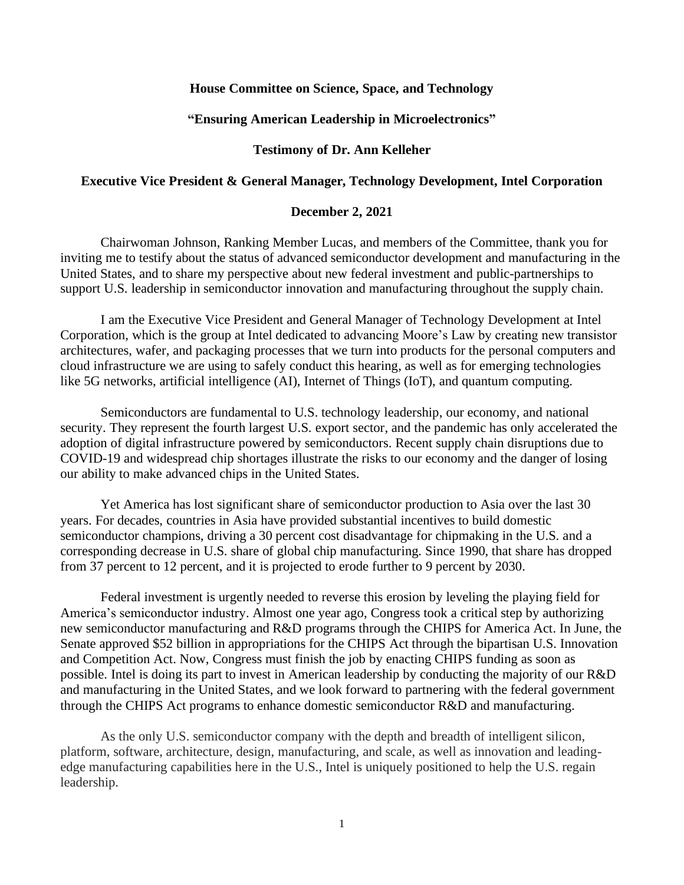**House Committee on Science, Space, and Technology**

**"Ensuring American Leadership in Microelectronics"**

**Testimony of Dr. Ann Kelleher**

**Executive Vice President & General Manager, Technology Development, Intel Corporation**

**December 2, 2021**

Chairwoman Johnson, Ranking Member Lucas, and members of the Committee, thank you for inviting me to testify about the status of advanced semiconductor development and manufacturing in the United States, and to share my perspective about new federal investment and public-partnerships to support U.S. leadership in semiconductor innovation and manufacturing throughout the supply chain.

I am the Executive Vice President and General Manager of Technology Development at Intel Corporation, which is the group at Intel dedicated to advancing Moore's Law by creating new transistor architectures, wafer, and packaging processes that we turn into products for the personal computers and cloud infrastructure we are using to safely conduct this hearing, as well as for emerging technologies like 5G networks, artificial intelligence (AI), Internet of Things (IoT), and quantum computing.

Semiconductors are fundamental to U.S. technology leadership, our economy, and national security. They represent the fourth largest U.S. export sector, and the pandemic has only accelerated the adoption of digital infrastructure powered by semiconductors. Recent supply chain disruptions due to COVID-19 and widespread chip shortages illustrate the risks to our economy and the danger of losing our ability to make advanced chips in the United States.

Yet America has lost significant share of semiconductor production to Asia over the last 30 years. For decades, countries in Asia have provided substantial incentives to build domestic semiconductor champions, driving a 30 percent cost disadvantage for chipmaking in the U.S. and a corresponding decrease in U.S. share of global chip manufacturing. Since 1990, that share has dropped from 37 percent to 12 percent, and it is projected to erode further to 9 percent by 2030.

Federal investment is urgently needed to reverse this erosion by leveling the playing field for America's semiconductor industry. Almost one year ago, Congress took a critical step by authorizing new semiconductor manufacturing and R&D programs through the CHIPS for America Act. In June, the Senate approved $52 billion in appropriations for the CHIPS Act through the bipartisan U.S. Innovation and Competition Act. Now, Congress must finish the job by enacting CHIPS funding as soon as possible. Intel is doing its part to invest in American leadership by conducting the majority of our R&D and manufacturing in the United States, and we look forward to partnering with the federal government through the CHIPS Act programs to enhance domestic semiconductor R&D and manufacturing.

As the only U.S. semiconductor company with the depth and breadth of intelligent silicon, platform, software, architecture, design, manufacturing, and scale, as well as innovation and leading-edge manufacturing capabilities here in the U.S., Intel is uniquely positioned to help the U.S. regain leadership.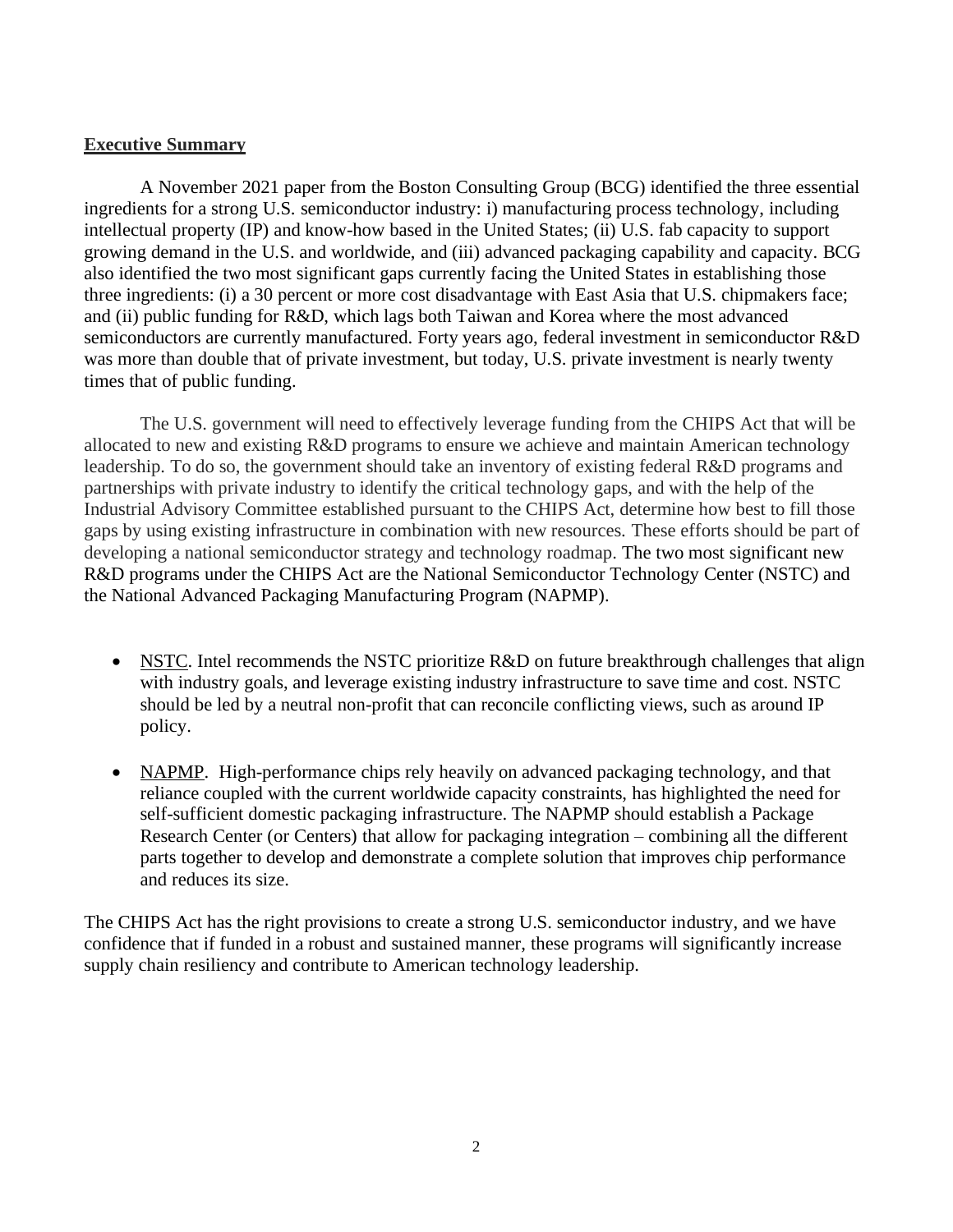## Executive Summary

A November 2021 paper from the Boston Consulting Group (BCG) identified the three essential ingredients for a strong U.S. semiconductor industry: i) manufacturing process technology, including intellectual property (IP) and know-how based in the United States; (ii) U.S. fab capacity to support growing demand in the U.S. and worldwide, and (iii) advanced packaging capability and capacity. BCG also identified the two most significant gaps currently facing the United States in establishing those three ingredients: (i) a 30 percent or more cost disadvantage with East Asia that U.S. chipmakers face; and (ii) public funding for R&D, which lags both Taiwan and Korea where the most advanced semiconductors are currently manufactured. Forty years ago, federal investment in semiconductor R&D was more than double that of private investment, but today, U.S. private investment is nearly twenty times that of public funding.

The U.S. government will need to effectively leverage funding from the CHIPS Act that will be allocated to new and existing R&D programs to ensure we achieve and maintain American technology leadership. To do so, the government should take an inventory of existing federal R&D programs and partnerships with private industry to identify the critical technology gaps, and with the help of the Industrial Advisory Committee established pursuant to the CHIPS Act, determine how best to fill those gaps by using existing infrastructure in combination with new resources. These efforts should be part of developing a national semiconductor strategy and technology roadmap. The two most significant new R&D programs under the CHIPS Act are the National Semiconductor Technology Center (NSTC) and the National Advanced Packaging Manufacturing Program (NAPMP).

- <u>NSTC</u>. Intel recommends the NSTC prioritize R&D on future breakthrough challenges that align with industry goals, and leverage existing industry infrastructure to save time and cost. NSTC should be led by a neutral non-profit that can reconcile conflicting views, such as around IP policy.

- <u>NAPMP</u>. High-performance chips rely heavily on advanced packaging technology, and that reliance coupled with the current worldwide capacity constraints, has highlighted the need for self-sufficient domestic packaging infrastructure. The NAPMP should establish a Package Research Center (or Centers) that allow for packaging integration – combining all the different parts together to develop and demonstrate a complete solution that improves chip performance and reduces its size.

The CHIPS Act has the right provisions to create a strong U.S. semiconductor industry, and we have confidence that if funded in a robust and sustained manner, these programs will significantly increase supply chain resiliency and contribute to American technology leadership.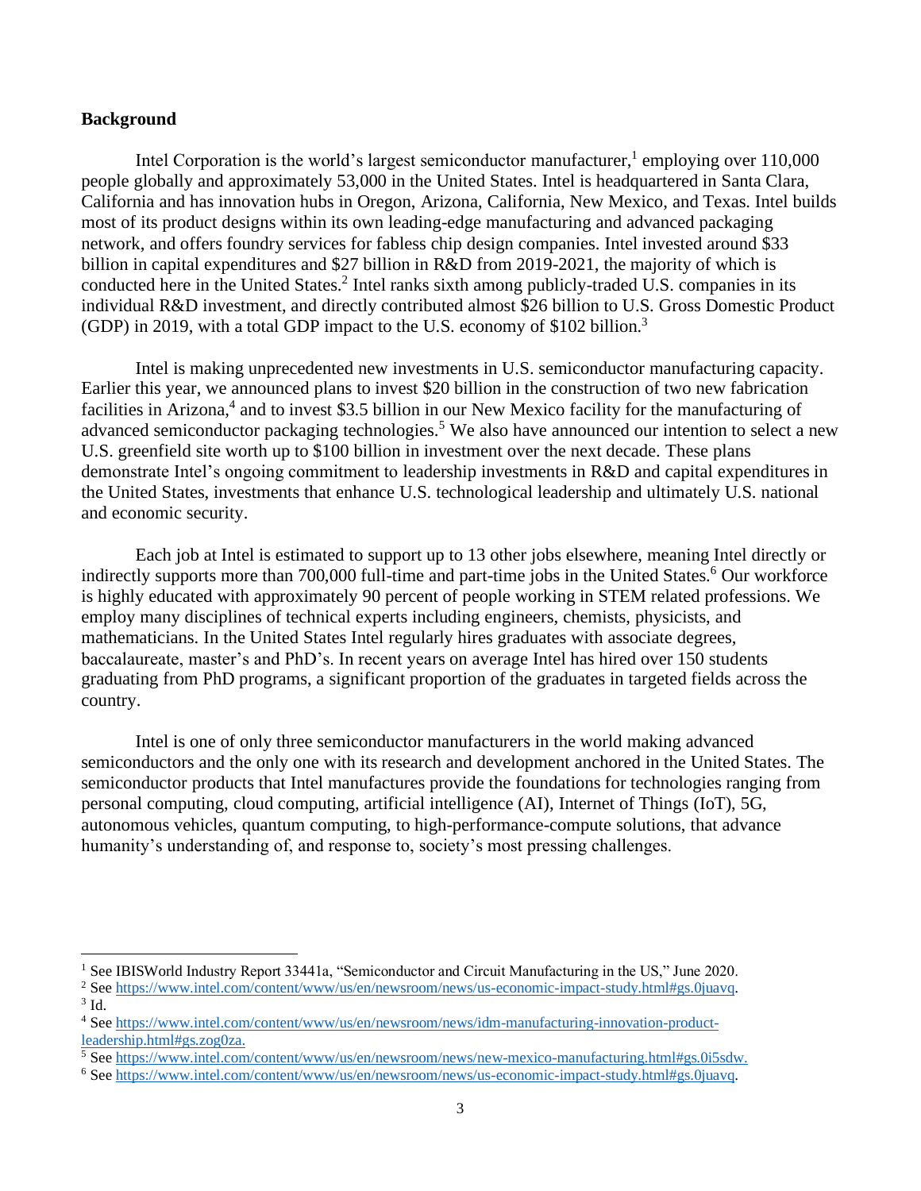**Background**

Intel Corporation is the world's largest semiconductor manufacturer,[1] employing over 110,000 people globally and approximately 53,000 in the United States. Intel is headquartered in Santa Clara, California and has innovation hubs in Oregon, Arizona, California, New Mexico, and Texas. Intel builds most of its product designs within its own leading-edge manufacturing and advanced packaging network, and offers foundry services for fabless chip design companies. Intel invested around $33 billion in capital expenditures and $27 billion in R&D from 2019-2021, the majority of which is conducted here in the United States.[2] Intel ranks sixth among publicly-traded U.S. companies in its individual R&D investment, and directly contributed almost $26 billion to U.S. Gross Domestic Product (GDP) in 2019, with a total GDP impact to the U.S. economy of $102 billion.[3]

Intel is making unprecedented new investments in U.S. semiconductor manufacturing capacity. Earlier this year, we announced plans to invest $20 billion in the construction of two new fabrication facilities in Arizona,[4] and to invest $3.5 billion in our New Mexico facility for the manufacturing of advanced semiconductor packaging technologies.[5] We also have announced our intention to select a new U.S. greenfield site worth up to $100 billion in investment over the next decade. These plans demonstrate Intel's ongoing commitment to leadership investments in R&D and capital expenditures in the United States, investments that enhance U.S. technological leadership and ultimately U.S. national and economic security.

Each job at Intel is estimated to support up to 13 other jobs elsewhere, meaning Intel directly or indirectly supports more than 700,000 full-time and part-time jobs in the United States.[6] Our workforce is highly educated with approximately 90 percent of people working in STEM related professions. We employ many disciplines of technical experts including engineers, chemists, physicists, and mathematicians. In the United States Intel regularly hires graduates with associate degrees, baccalaureate, master's and PhD's. In recent years on average Intel has hired over 150 students graduating from PhD programs, a significant proportion of the graduates in targeted fields across the country.

Intel is one of only three semiconductor manufacturers in the world making advanced semiconductors and the only one with its research and development anchored in the United States. The semiconductor products that Intel manufactures provide the foundations for technologies ranging from personal computing, cloud computing, artificial intelligence (AI), Internet of Things (IoT), 5G, autonomous vehicles, quantum computing, to high-performance-compute solutions, that advance humanity's understanding of, and response to, society's most pressing challenges.

---

[1] See IBISWorld Industry Report 33441a, "Semiconductor and Circuit Manufacturing in the US," June 2020.

[2] See https://www.intel.com/content/www/us/en/newsroom/news/us-economic-impact-study.html#gs.0juavq.

[3] Id.

[4] See https://www.intel.com/content/www/us/en/newsroom/news/idm-manufacturing-innovation-product-leadership.html#gs.zog0za.

[5] See https://www.intel.com/content/www/us/en/newsroom/news/new-mexico-manufacturing.html#gs.0i5sdw.

[6] See https://www.intel.com/content/www/us/en/newsroom/news/us-economic-impact-study.html#gs.0juavq.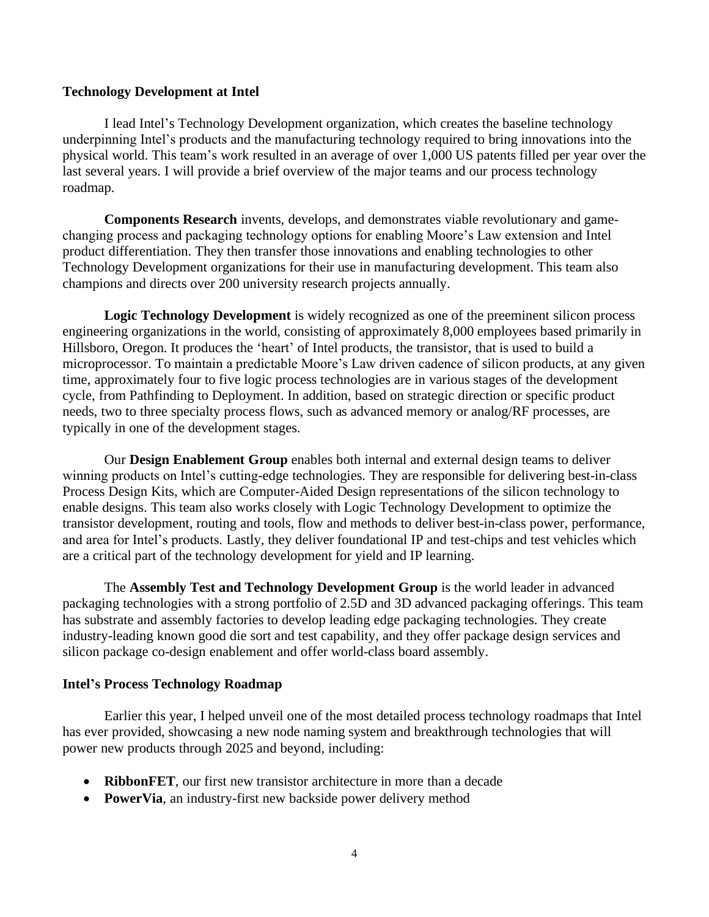**Technology Development at Intel**

I lead Intel's Technology Development organization, which creates the baseline technology underpinning Intel's products and the manufacturing technology required to bring innovations into the physical world. This team's work resulted in an average of over 1,000 US patents filled per year over the last several years. I will provide a brief overview of the major teams and our process technology roadmap.

**Components Research** invents, develops, and demonstrates viable revolutionary and game-changing process and packaging technology options for enabling Moore's Law extension and Intel product differentiation. They then transfer those innovations and enabling technologies to other Technology Development organizations for their use in manufacturing development. This team also champions and directs over 200 university research projects annually.

**Logic Technology Development** is widely recognized as one of the preeminent silicon process engineering organizations in the world, consisting of approximately 8,000 employees based primarily in Hillsboro, Oregon. It produces the 'heart' of Intel products, the transistor, that is used to build a microprocessor. To maintain a predictable Moore's Law driven cadence of silicon products, at any given time, approximately four to five logic process technologies are in various stages of the development cycle, from Pathfinding to Deployment. In addition, based on strategic direction or specific product needs, two to three specialty process flows, such as advanced memory or analog/RF processes, are typically in one of the development stages.

Our **Design Enablement Group** enables both internal and external design teams to deliver winning products on Intel's cutting-edge technologies. They are responsible for delivering best-in-class Process Design Kits, which are Computer-Aided Design representations of the silicon technology to enable designs. This team also works closely with Logic Technology Development to optimize the transistor development, routing and tools, flow and methods to deliver best-in-class power, performance, and area for Intel's products. Lastly, they deliver foundational IP and test-chips and test vehicles which are a critical part of the technology development for yield and IP learning.

The **Assembly Test and Technology Development Group** is the world leader in advanced packaging technologies with a strong portfolio of 2.5D and 3D advanced packaging offerings. This team has substrate and assembly factories to develop leading edge packaging technologies. They create industry-leading known good die sort and test capability, and they offer package design services and silicon package co-design enablement and offer world-class board assembly.

**Intel's Process Technology Roadmap**

Earlier this year, I helped unveil one of the most detailed process technology roadmaps that Intel has ever provided, showcasing a new node naming system and breakthrough technologies that will power new products through 2025 and beyond, including:

- **RibbonFET**, our first new transistor architecture in more than a decade
- **PowerVia**, an industry-first new backside power delivery method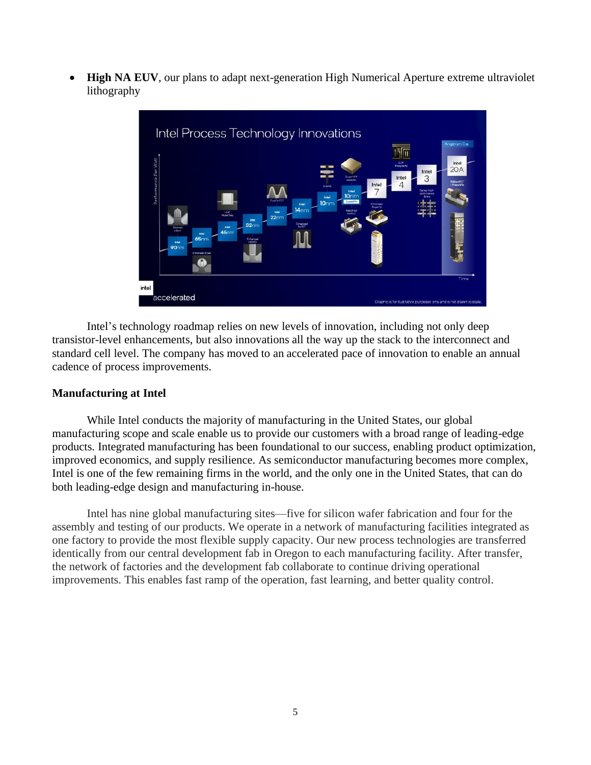- **High NA EUV**, our plans to adapt next-generation High Numerical Aperture extreme ultraviolet lithography

Intel's technology roadmap relies on new levels of innovation, including not only deep transistor-level enhancements, but also innovations all the way up the stack to the interconnect and standard cell level. The company has moved to an accelerated pace of innovation to enable an annual cadence of process improvements.

### Manufacturing at Intel

While Intel conducts the majority of manufacturing in the United States, our global manufacturing scope and scale enable us to provide our customers with a broad range of leading-edge products. Integrated manufacturing has been foundational to our success, enabling product optimization, improved economics, and supply resilience. As semiconductor manufacturing becomes more complex, Intel is one of the few remaining firms in the world, and the only one in the United States, that can do both leading-edge design and manufacturing in-house.

Intel has nine global manufacturing sites—five for silicon wafer fabrication and four for the assembly and testing of our products. We operate in a network of manufacturing facilities integrated as one factory to provide the most flexible supply capacity. Our new process technologies are transferred identically from our central development fab in Oregon to each manufacturing facility. After transfer, the network of factories and the development fab collaborate to continue driving operational improvements. This enables fast ramp of the operation, fast learning, and better quality control.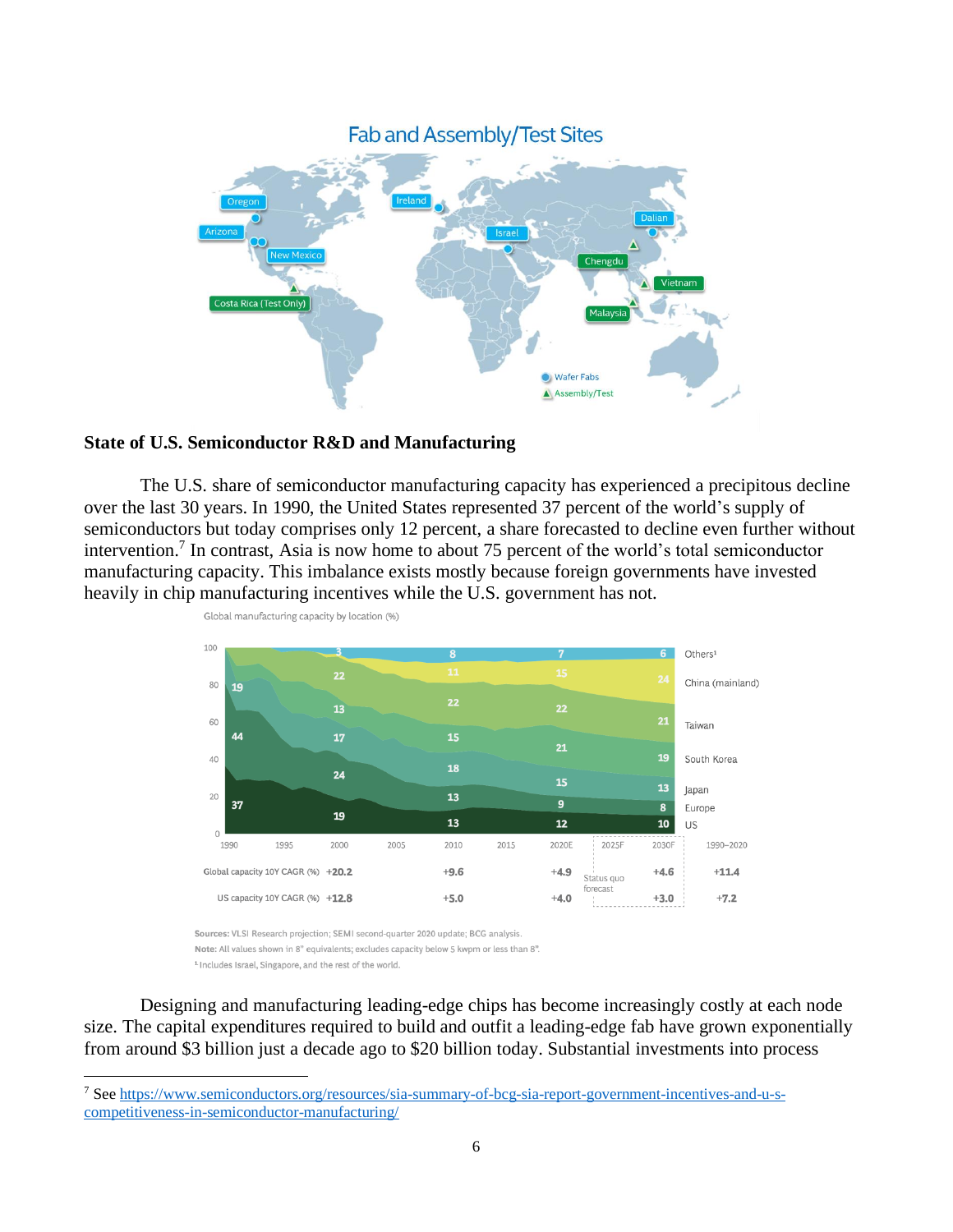## Fab and Assembly/Test Sites

Oregon, Arizona, New Mexico, Costa Rica (Test Only), Ireland, Israel, Dalian, Chengdu, Vietnam, Malaysia

Wafer Fabs
Assembly/Test

**State of U.S. Semiconductor R&D and Manufacturing**

The U.S. share of semiconductor manufacturing capacity has experienced a precipitous decline over the last 30 years. In 1990, the United States represented 37 percent of the world's supply of semiconductors but today comprises only 12 percent, a share forecasted to decline even further without intervention.[7] In contrast, Asia is now home to about 75 percent of the world's total semiconductor manufacturing capacity. This imbalance exists mostly because foreign governments have invested heavily in chip manufacturing incentives while the U.S. government has not.

Global manufacturing capacity by location (%)

| | 1990 | 2000 | 2010 | 2020E | 2030F |
|---|---|---|---|---|---|
| Others[1] | | 3 | 8 | 7 | 6 |
| China (mainland) | | | 11 | 15 | 24 |
| Taiwan | | 22 | 22 | 22 | 21 |
| South Korea | | 13 | 15 | 21 | 19 |
| Japan | 19 | 17 | 18 | 15 | 13 |
| Europe | 44 | 24 | 13 | 9 | 8 |
| US | 37 | 19 | 13 | 12 | 10 |

| | 1990 | 2000 | 2010 | 2020E | 2025F–2030F | 1990–2020 |
|---|---|---|---|---|---|---|
| Global capacity 10Y CAGR (%) | | +20.2 | +9.6 | +4.9 | +4.6 | +11.4 |
| US capacity 10Y CAGR (%) | | +12.8 | +5.0 | +4.0 | +3.0 | +7.2 |

Status quo forecast

**Sources:** VLSI Research projection; SEMI second-quarter 2020 update; BCG analysis.
**Note:** All values shown in 8" equivalents; excludes capacity below 5 kwpm or less than 8".
[1] Includes Israel, Singapore, and the rest of the world.

Designing and manufacturing leading-edge chips has become increasingly costly at each node size. The capital expenditures required to build and outfit a leading-edge fab have grown exponentially from around $3 billion just a decade ago to $20 billion today. Substantial investments into process

[7] See https://www.semiconductors.org/resources/sia-summary-of-bcg-sia-report-government-incentives-and-u-s-competitiveness-in-semiconductor-manufacturing/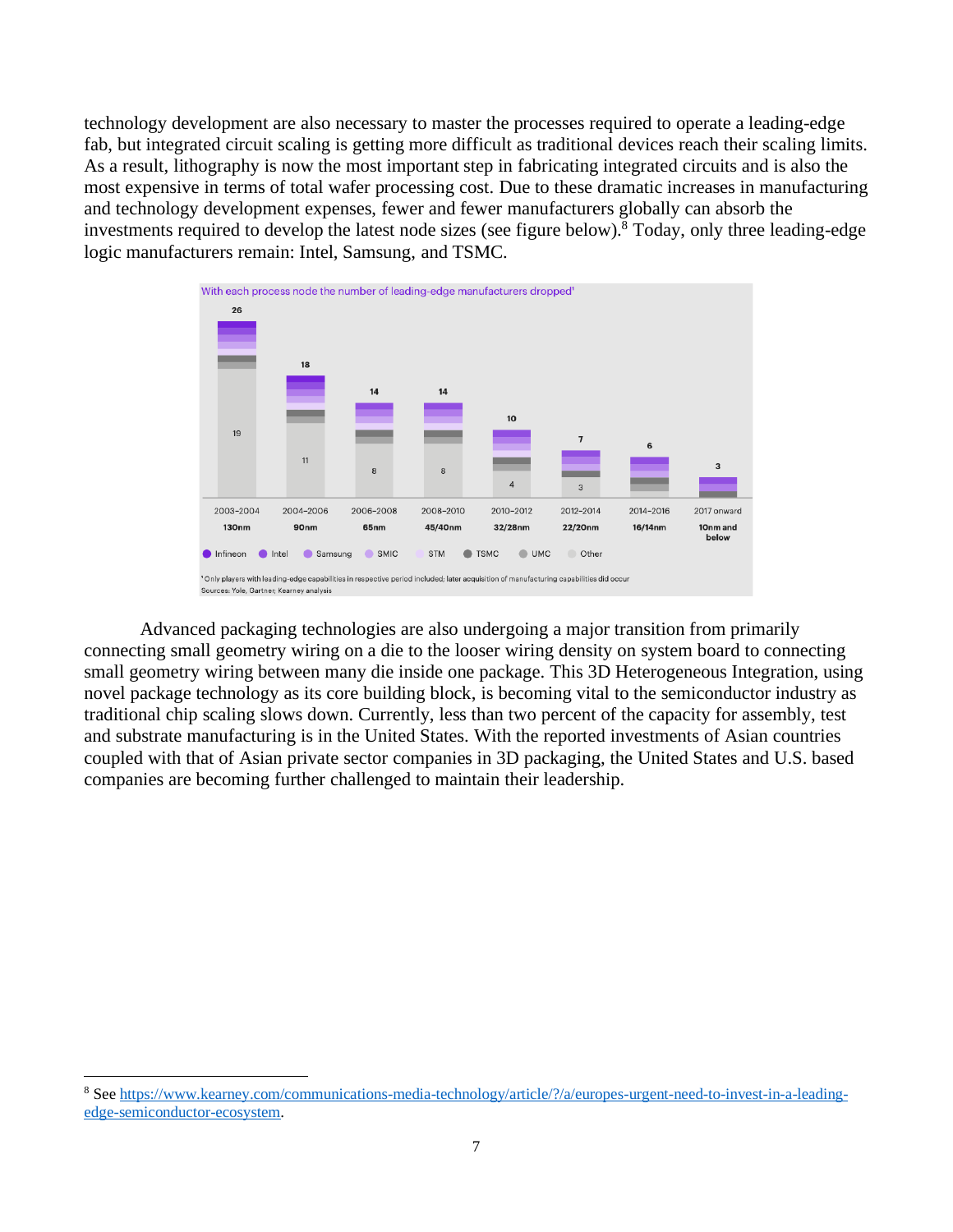technology development are also necessary to master the processes required to operate a leading-edge fab, but integrated circuit scaling is getting more difficult as traditional devices reach their scaling limits. As a result, lithography is now the most important step in fabricating integrated circuits and is also the most expensive in terms of total wafer processing cost. Due to these dramatic increases in manufacturing and technology development expenses, fewer and fewer manufacturers globally can absorb the investments required to develop the latest node sizes (see figure below).[8] Today, only three leading-edge logic manufacturers remain: Intel, Samsung, and TSMC.

With each process node the number of leading-edge manufacturers dropped[1]

| Period | 2003–2004 | 2004–2006 | 2006–2008 | 2008–2010 | 2010–2012 | 2012–2014 | 2014–2016 | 2017 onward |
|---|---|---|---|---|---|---|---|---|
| Node | 130nm | 90nm | 65nm | 45/40nm | 32/28nm | 22/20nm | 16/14nm | 10nm and below |
| Total manufacturers | 26 | 18 | 14 | 14 | 10 | 7 | 6 | 3 |
| Other | 19 | 11 | 8 | 8 | 4 | 3 | | |

Infineon, Intel, Samsung, SMIC, STM, TSMC, UMC, Other

[1] Only players with leading-edge capabilities in respective period included; later acquisition of manufacturing capabilities did occur

Sources: Yole, Gartner, Kearney analysis

Advanced packaging technologies are also undergoing a major transition from primarily connecting small geometry wiring on a die to the looser wiring density on system board to connecting small geometry wiring between many die inside one package. This 3D Heterogeneous Integration, using novel package technology as its core building block, is becoming vital to the semiconductor industry as traditional chip scaling slows down. Currently, less than two percent of the capacity for assembly, test and substrate manufacturing is in the United States. With the reported investments of Asian countries coupled with that of Asian private sector companies in 3D packaging, the United States and U.S. based companies are becoming further challenged to maintain their leadership.

[8] See https://www.kearney.com/communications-media-technology/article/?/a/europes-urgent-need-to-invest-in-a-leading-edge-semiconductor-ecosystem.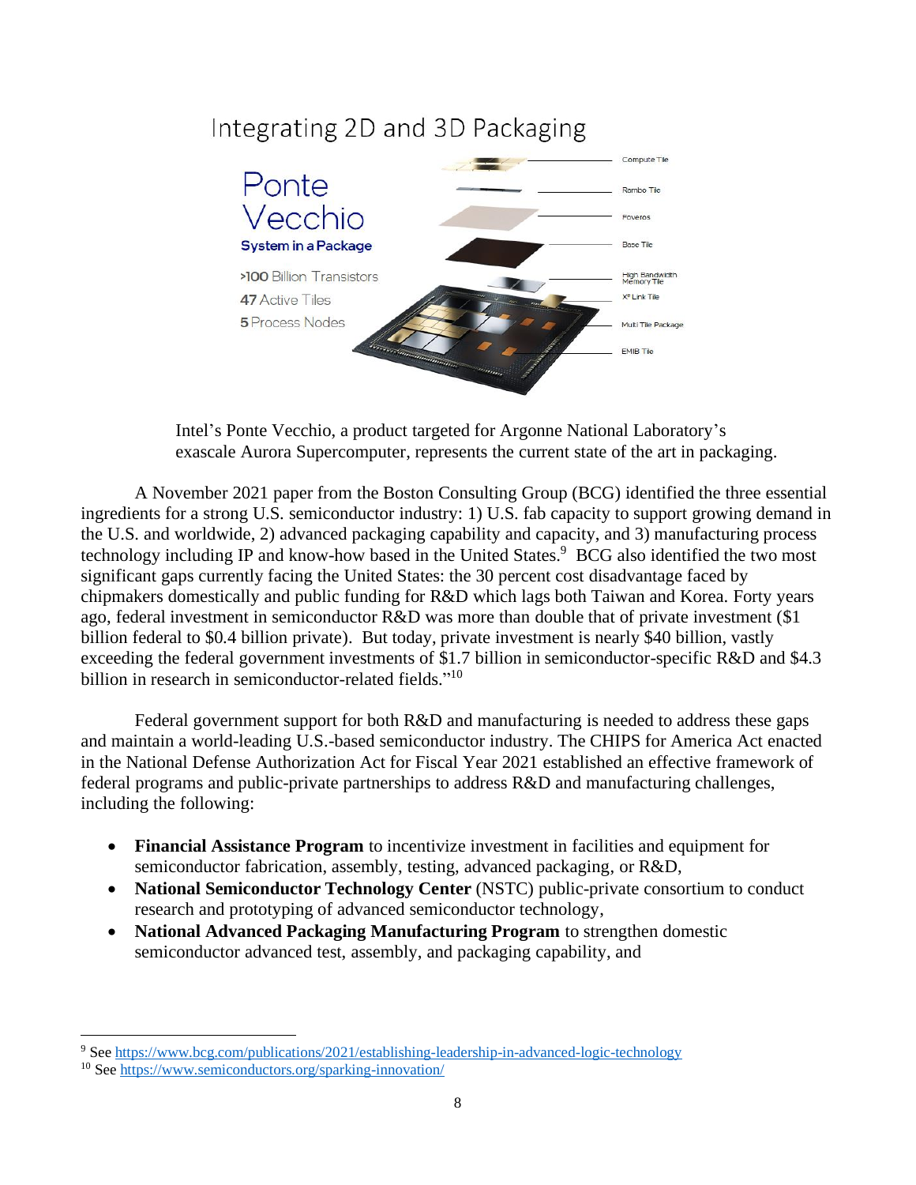Intel's Ponte Vecchio, a product targeted for Argonne National Laboratory's exascale Aurora Supercomputer, represents the current state of the art in packaging.

A November 2021 paper from the Boston Consulting Group (BCG) identified the three essential ingredients for a strong U.S. semiconductor industry: 1) U.S. fab capacity to support growing demand in the U.S. and worldwide, 2) advanced packaging capability and capacity, and 3) manufacturing process technology including IP and know-how based in the United States.[9] BCG also identified the two most significant gaps currently facing the United States: the 30 percent cost disadvantage faced by chipmakers domestically and public funding for R&D which lags both Taiwan and Korea. Forty years ago, federal investment in semiconductor R&D was more than double that of private investment ($1 billion federal to $0.4 billion private). But today, private investment is nearly $40 billion, vastly exceeding the federal government investments of $1.7 billion in semiconductor-specific R&D and $4.3 billion in research in semiconductor-related fields."[10]

Federal government support for both R&D and manufacturing is needed to address these gaps and maintain a world-leading U.S.-based semiconductor industry. The CHIPS for America Act enacted in the National Defense Authorization Act for Fiscal Year 2021 established an effective framework of federal programs and public-private partnerships to address R&D and manufacturing challenges, including the following:

- **Financial Assistance Program** to incentivize investment in facilities and equipment for semiconductor fabrication, assembly, testing, advanced packaging, or R&D,
- **National Semiconductor Technology Center** (NSTC) public-private consortium to conduct research and prototyping of advanced semiconductor technology,
- **National Advanced Packaging Manufacturing Program** to strengthen domestic semiconductor advanced test, assembly, and packaging capability, and

[9] See https://www.bcg.com/publications/2021/establishing-leadership-in-advanced-logic-technology

[10] See https://www.semiconductors.org/sparking-innovation/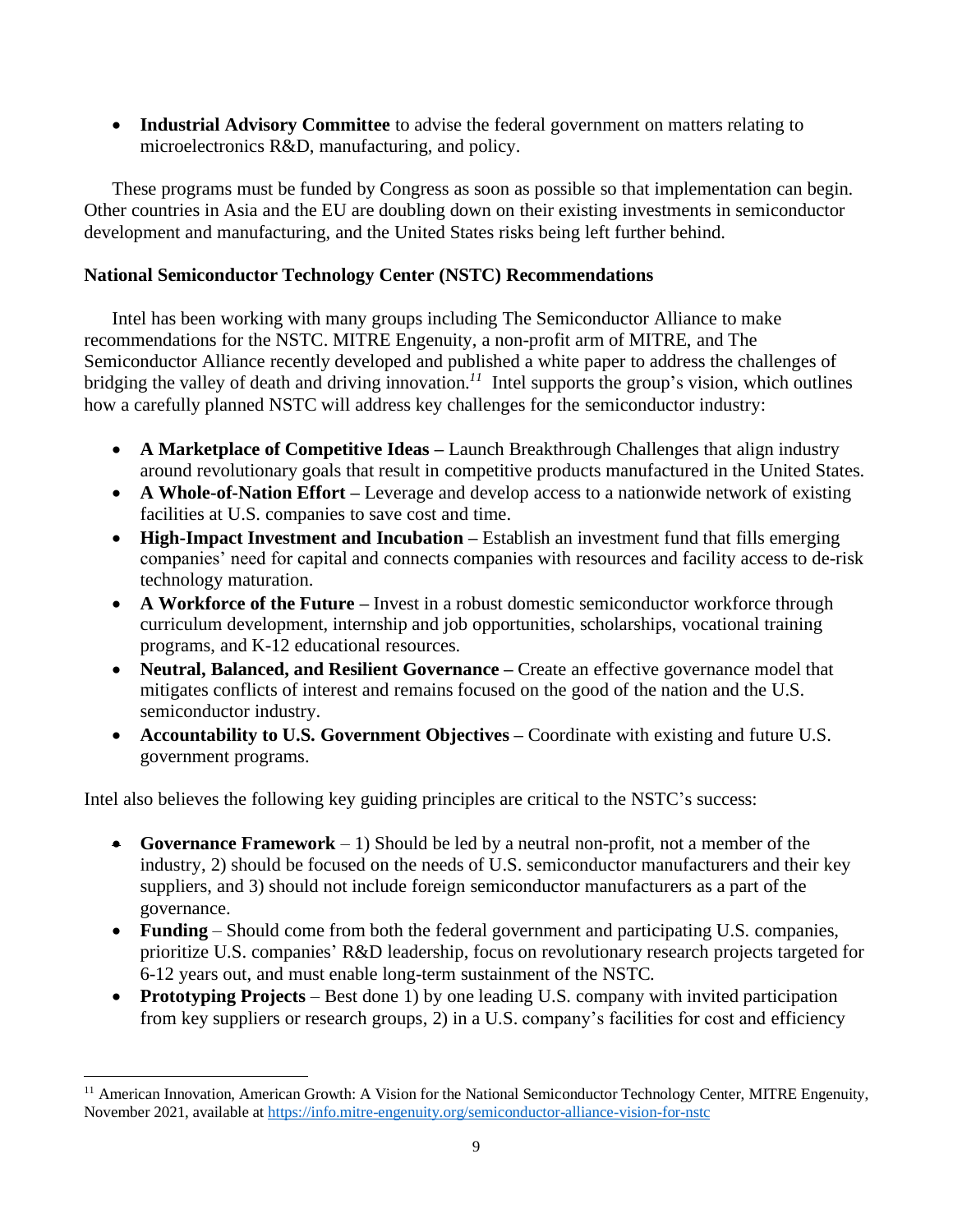- **Industrial Advisory Committee** to advise the federal government on matters relating to microelectronics R&D, manufacturing, and policy.

These programs must be funded by Congress as soon as possible so that implementation can begin. Other countries in Asia and the EU are doubling down on their existing investments in semiconductor development and manufacturing, and the United States risks being left further behind.

**National Semiconductor Technology Center (NSTC) Recommendations**

Intel has been working with many groups including The Semiconductor Alliance to make recommendations for the NSTC. MITRE Engenuity, a non-profit arm of MITRE, and The Semiconductor Alliance recently developed and published a white paper to address the challenges of bridging the valley of death and driving innovation.[11] Intel supports the group's vision, which outlines how a carefully planned NSTC will address key challenges for the semiconductor industry:

- **A Marketplace of Competitive Ideas –** Launch Breakthrough Challenges that align industry around revolutionary goals that result in competitive products manufactured in the United States.
- **A Whole-of-Nation Effort –** Leverage and develop access to a nationwide network of existing facilities at U.S. companies to save cost and time.
- **High-Impact Investment and Incubation –** Establish an investment fund that fills emerging companies' need for capital and connects companies with resources and facility access to de-risk technology maturation.
- **A Workforce of the Future –** Invest in a robust domestic semiconductor workforce through curriculum development, internship and job opportunities, scholarships, vocational training programs, and K-12 educational resources.
- **Neutral, Balanced, and Resilient Governance –** Create an effective governance model that mitigates conflicts of interest and remains focused on the good of the nation and the U.S. semiconductor industry.
- **Accountability to U.S. Government Objectives –** Coordinate with existing and future U.S. government programs.

Intel also believes the following key guiding principles are critical to the NSTC's success:

- **Governance Framework** – 1) Should be led by a neutral non-profit, not a member of the industry, 2) should be focused on the needs of U.S. semiconductor manufacturers and their key suppliers, and 3) should not include foreign semiconductor manufacturers as a part of the governance.
- **Funding** – Should come from both the federal government and participating U.S. companies, prioritize U.S. companies' R&D leadership, focus on revolutionary research projects targeted for 6-12 years out, and must enable long-term sustainment of the NSTC.
- **Prototyping Projects** – Best done 1) by one leading U.S. company with invited participation from key suppliers or research groups, 2) in a U.S. company's facilities for cost and efficiency

[11] American Innovation, American Growth: A Vision for the National Semiconductor Technology Center, MITRE Engenuity, November 2021, available at https://info.mitre-engenuity.org/semiconductor-alliance-vision-for-nstc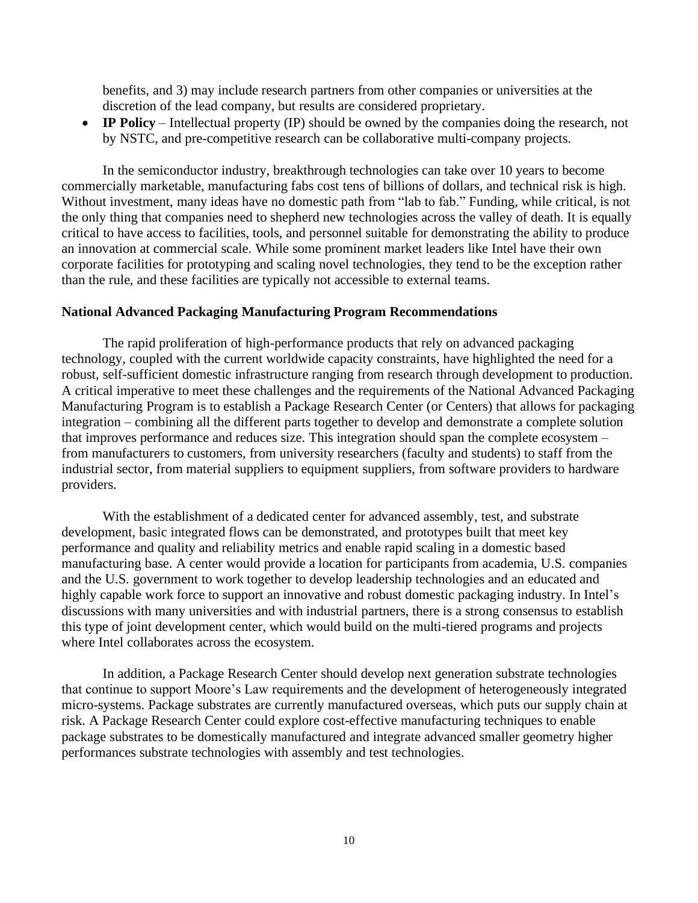benefits, and 3) may include research partners from other companies or universities at the discretion of the lead company, but results are considered proprietary.

- **IP Policy** – Intellectual property (IP) should be owned by the companies doing the research, not by NSTC, and pre-competitive research can be collaborative multi-company projects.

In the semiconductor industry, breakthrough technologies can take over 10 years to become commercially marketable, manufacturing fabs cost tens of billions of dollars, and technical risk is high. Without investment, many ideas have no domestic path from "lab to fab." Funding, while critical, is not the only thing that companies need to shepherd new technologies across the valley of death. It is equally critical to have access to facilities, tools, and personnel suitable for demonstrating the ability to produce an innovation at commercial scale. While some prominent market leaders like Intel have their own corporate facilities for prototyping and scaling novel technologies, they tend to be the exception rather than the rule, and these facilities are typically not accessible to external teams.

**National Advanced Packaging Manufacturing Program Recommendations**

The rapid proliferation of high-performance products that rely on advanced packaging technology, coupled with the current worldwide capacity constraints, have highlighted the need for a robust, self-sufficient domestic infrastructure ranging from research through development to production. A critical imperative to meet these challenges and the requirements of the National Advanced Packaging Manufacturing Program is to establish a Package Research Center (or Centers) that allows for packaging integration – combining all the different parts together to develop and demonstrate a complete solution that improves performance and reduces size. This integration should span the complete ecosystem – from manufacturers to customers, from university researchers (faculty and students) to staff from the industrial sector, from material suppliers to equipment suppliers, from software providers to hardware providers.

With the establishment of a dedicated center for advanced assembly, test, and substrate development, basic integrated flows can be demonstrated, and prototypes built that meet key performance and quality and reliability metrics and enable rapid scaling in a domestic based manufacturing base. A center would provide a location for participants from academia, U.S. companies and the U.S. government to work together to develop leadership technologies and an educated and highly capable work force to support an innovative and robust domestic packaging industry. In Intel's discussions with many universities and with industrial partners, there is a strong consensus to establish this type of joint development center, which would build on the multi-tiered programs and projects where Intel collaborates across the ecosystem.

In addition, a Package Research Center should develop next generation substrate technologies that continue to support Moore's Law requirements and the development of heterogeneously integrated micro-systems. Package substrates are currently manufactured overseas, which puts our supply chain at risk. A Package Research Center could explore cost-effective manufacturing techniques to enable package substrates to be domestically manufactured and integrate advanced smaller geometry higher performances substrate technologies with assembly and test technologies.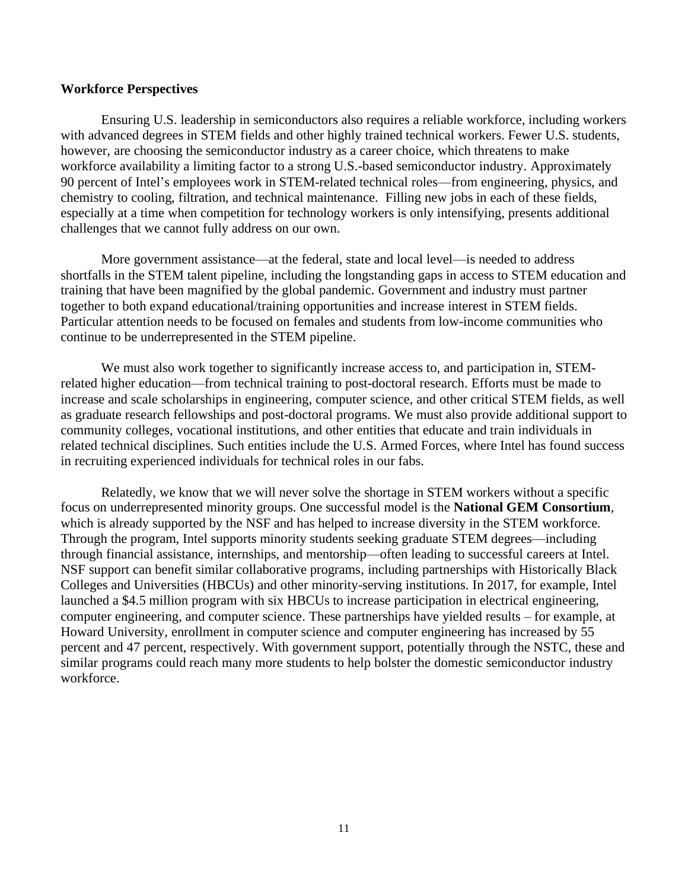**Workforce Perspectives**

Ensuring U.S. leadership in semiconductors also requires a reliable workforce, including workers with advanced degrees in STEM fields and other highly trained technical workers. Fewer U.S. students, however, are choosing the semiconductor industry as a career choice, which threatens to make workforce availability a limiting factor to a strong U.S.-based semiconductor industry. Approximately 90 percent of Intel's employees work in STEM-related technical roles—from engineering, physics, and chemistry to cooling, filtration, and technical maintenance. Filling new jobs in each of these fields, especially at a time when competition for technology workers is only intensifying, presents additional challenges that we cannot fully address on our own.

More government assistance—at the federal, state and local level—is needed to address shortfalls in the STEM talent pipeline, including the longstanding gaps in access to STEM education and training that have been magnified by the global pandemic. Government and industry must partner together to both expand educational/training opportunities and increase interest in STEM fields. Particular attention needs to be focused on females and students from low-income communities who continue to be underrepresented in the STEM pipeline.

We must also work together to significantly increase access to, and participation in, STEM-related higher education—from technical training to post-doctoral research. Efforts must be made to increase and scale scholarships in engineering, computer science, and other critical STEM fields, as well as graduate research fellowships and post-doctoral programs. We must also provide additional support to community colleges, vocational institutions, and other entities that educate and train individuals in related technical disciplines. Such entities include the U.S. Armed Forces, where Intel has found success in recruiting experienced individuals for technical roles in our fabs.

Relatedly, we know that we will never solve the shortage in STEM workers without a specific focus on underrepresented minority groups. One successful model is the **National GEM Consortium**, which is already supported by the NSF and has helped to increase diversity in the STEM workforce. Through the program, Intel supports minority students seeking graduate STEM degrees—including through financial assistance, internships, and mentorship—often leading to successful careers at Intel. NSF support can benefit similar collaborative programs, including partnerships with Historically Black Colleges and Universities (HBCUs) and other minority-serving institutions. In 2017, for example, Intel launched a $4.5 million program with six HBCUs to increase participation in electrical engineering, computer engineering, and computer science. These partnerships have yielded results – for example, at Howard University, enrollment in computer science and computer engineering has increased by 55 percent and 47 percent, respectively. With government support, potentially through the NSTC, these and similar programs could reach many more students to help bolster the domestic semiconductor industry workforce.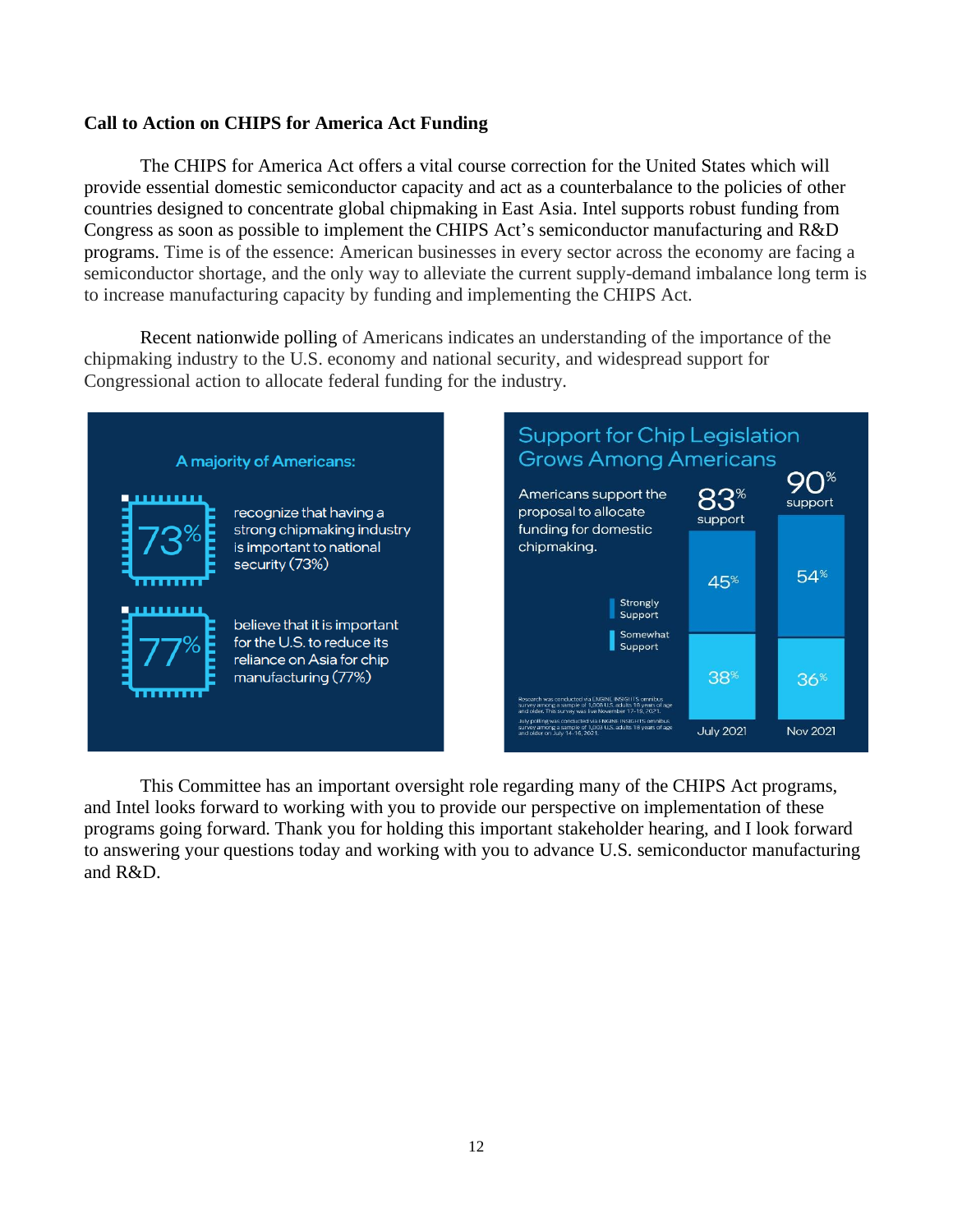**Call to Action on CHIPS for America Act Funding**

The CHIPS for America Act offers a vital course correction for the United States which will provide essential domestic semiconductor capacity and act as a counterbalance to the policies of other countries designed to concentrate global chipmaking in East Asia. Intel supports robust funding from Congress as soon as possible to implement the CHIPS Act's semiconductor manufacturing and R&D programs. Time is of the essence: American businesses in every sector across the economy are facing a semiconductor shortage, and the only way to alleviate the current supply-demand imbalance long term is to increase manufacturing capacity by funding and implementing the CHIPS Act.

Recent nationwide polling of Americans indicates an understanding of the importance of the chipmaking industry to the U.S. economy and national security, and widespread support for Congressional action to allocate federal funding for the industry.

A majority of Americans:

73% recognize that having a strong chipmaking industry is important to national security (73%)

77% believe that it is important for the U.S. to reduce its reliance on Asia for chip manufacturing (77%)

Support for Chip Legislation Grows Among Americans

Americans support the proposal to allocate funding for domestic chipmaking.

83% support

90% support

45%

54%

38%

36%

Strongly Support

Somewhat Support

July 2021

Nov 2021

Research was conducted via ENGINE INSIGHTS omnibus survey among a sample of 1,008 U.S. adults 18 years of age and older. This survey was live November 17-19, 2021.

July polling was conducted via ENGINE INSIGHTS omnibus survey among a sample of 1,003 U.S. adults 18 years of age and older on July 14-16, 2021.

This Committee has an important oversight role regarding many of the CHIPS Act programs, and Intel looks forward to working with you to provide our perspective on implementation of these programs going forward. Thank you for holding this important stakeholder hearing, and I look forward to answering your questions today and working with you to advance U.S. semiconductor manufacturing and R&D.